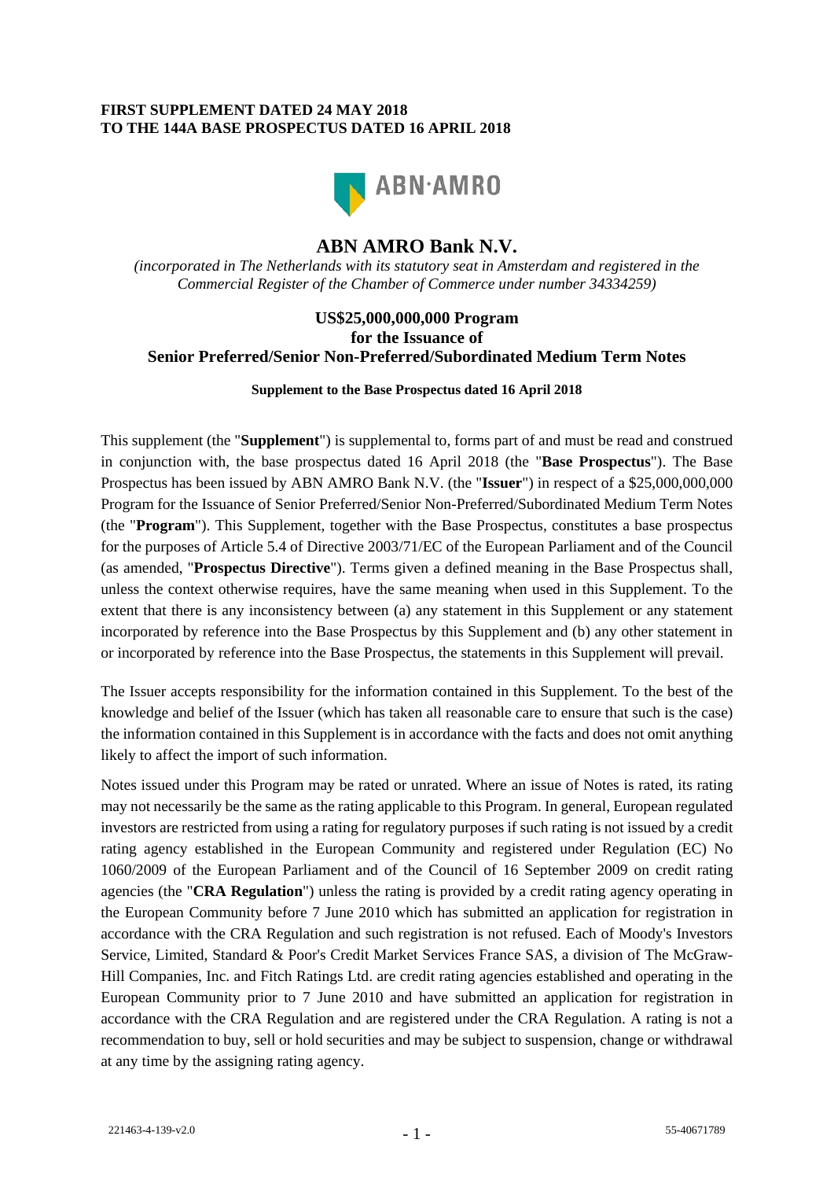**FIRST SUPPLEMENT DATED 24 MAY 2018**
**TO THE 144A BASE PROSPECTUS DATED 16 APRIL 2018**

# ABN AMRO Bank N.V.

*(incorporated in The Netherlands with its statutory seat in Amsterdam and registered in the Commercial Register of the Chamber of Commerce under number 34334259)*

## US$25,000,000,000 Program
## for the Issuance of
## Senior Preferred/Senior Non-Preferred/Subordinated Medium Term Notes

**Supplement to the Base Prospectus dated 16 April 2018**

This supplement (the "**Supplement**") is supplemental to, forms part of and must be read and construed in conjunction with, the base prospectus dated 16 April 2018 (the "**Base Prospectus**"). The Base Prospectus has been issued by ABN AMRO Bank N.V. (the "**Issuer**") in respect of a $25,000,000,000 Program for the Issuance of Senior Preferred/Senior Non-Preferred/Subordinated Medium Term Notes (the "**Program**"). This Supplement, together with the Base Prospectus, constitutes a base prospectus for the purposes of Article 5.4 of Directive 2003/71/EC of the European Parliament and of the Council (as amended, "**Prospectus Directive**"). Terms given a defined meaning in the Base Prospectus shall, unless the context otherwise requires, have the same meaning when used in this Supplement. To the extent that there is any inconsistency between (a) any statement in this Supplement or any statement incorporated by reference into the Base Prospectus by this Supplement and (b) any other statement in or incorporated by reference into the Base Prospectus, the statements in this Supplement will prevail.

The Issuer accepts responsibility for the information contained in this Supplement. To the best of the knowledge and belief of the Issuer (which has taken all reasonable care to ensure that such is the case) the information contained in this Supplement is in accordance with the facts and does not omit anything likely to affect the import of such information.

Notes issued under this Program may be rated or unrated. Where an issue of Notes is rated, its rating may not necessarily be the same as the rating applicable to this Program. In general, European regulated investors are restricted from using a rating for regulatory purposes if such rating is not issued by a credit rating agency established in the European Community and registered under Regulation (EC) No 1060/2009 of the European Parliament and of the Council of 16 September 2009 on credit rating agencies (the "**CRA Regulation**") unless the rating is provided by a credit rating agency operating in the European Community before 7 June 2010 which has submitted an application for registration in accordance with the CRA Regulation and such registration is not refused. Each of Moody's Investors Service, Limited, Standard & Poor's Credit Market Services France SAS, a division of The McGraw-Hill Companies, Inc. and Fitch Ratings Ltd. are credit rating agencies established and operating in the European Community prior to 7 June 2010 and have submitted an application for registration in accordance with the CRA Regulation and are registered under the CRA Regulation. A rating is not a recommendation to buy, sell or hold securities and may be subject to suspension, change or withdrawal at any time by the assigning rating agency.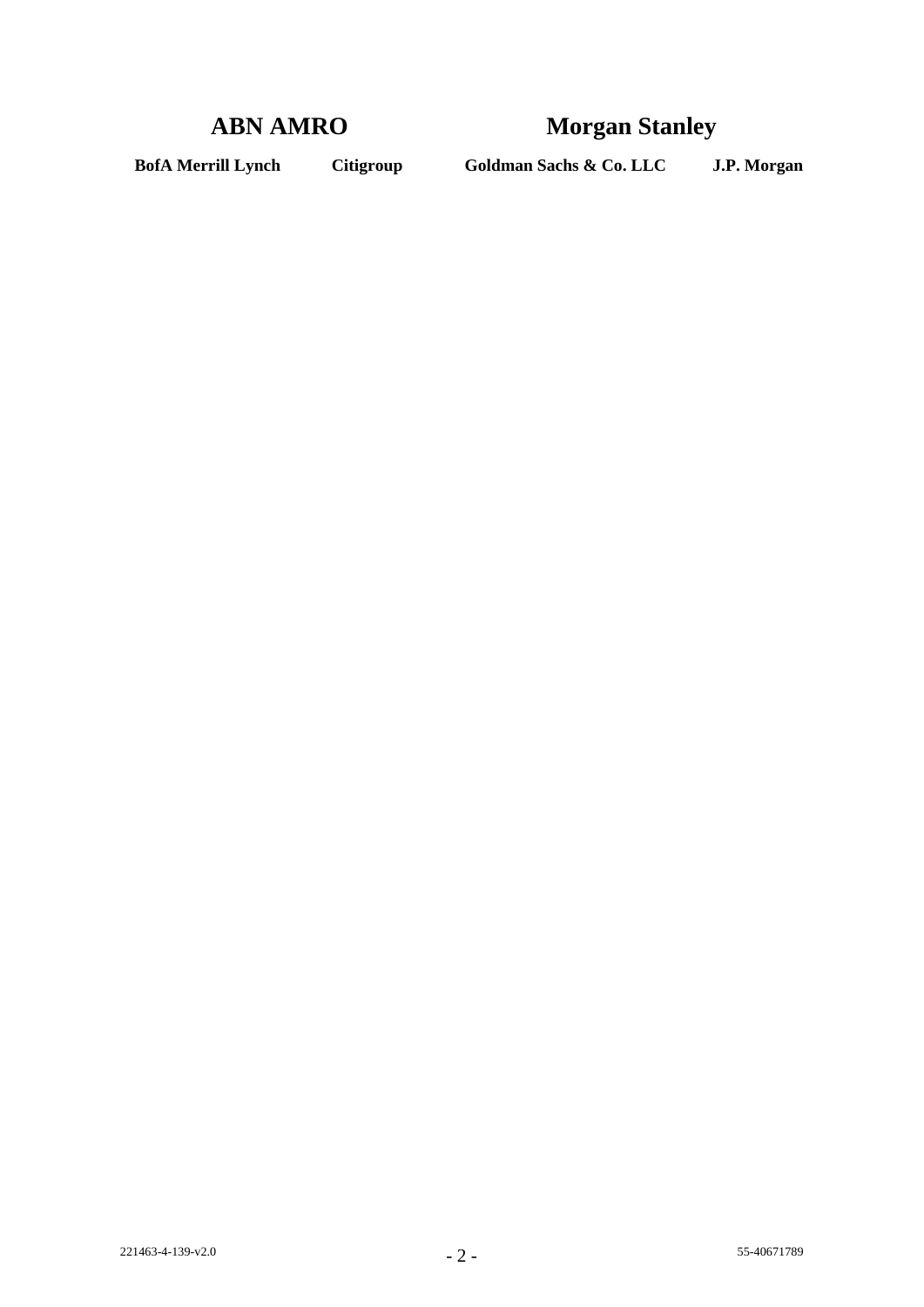**ABN AMRO** **Morgan Stanley**

**BofA Merrill Lynch** **Citigroup** **Goldman Sachs & Co. LLC** **J.P. Morgan**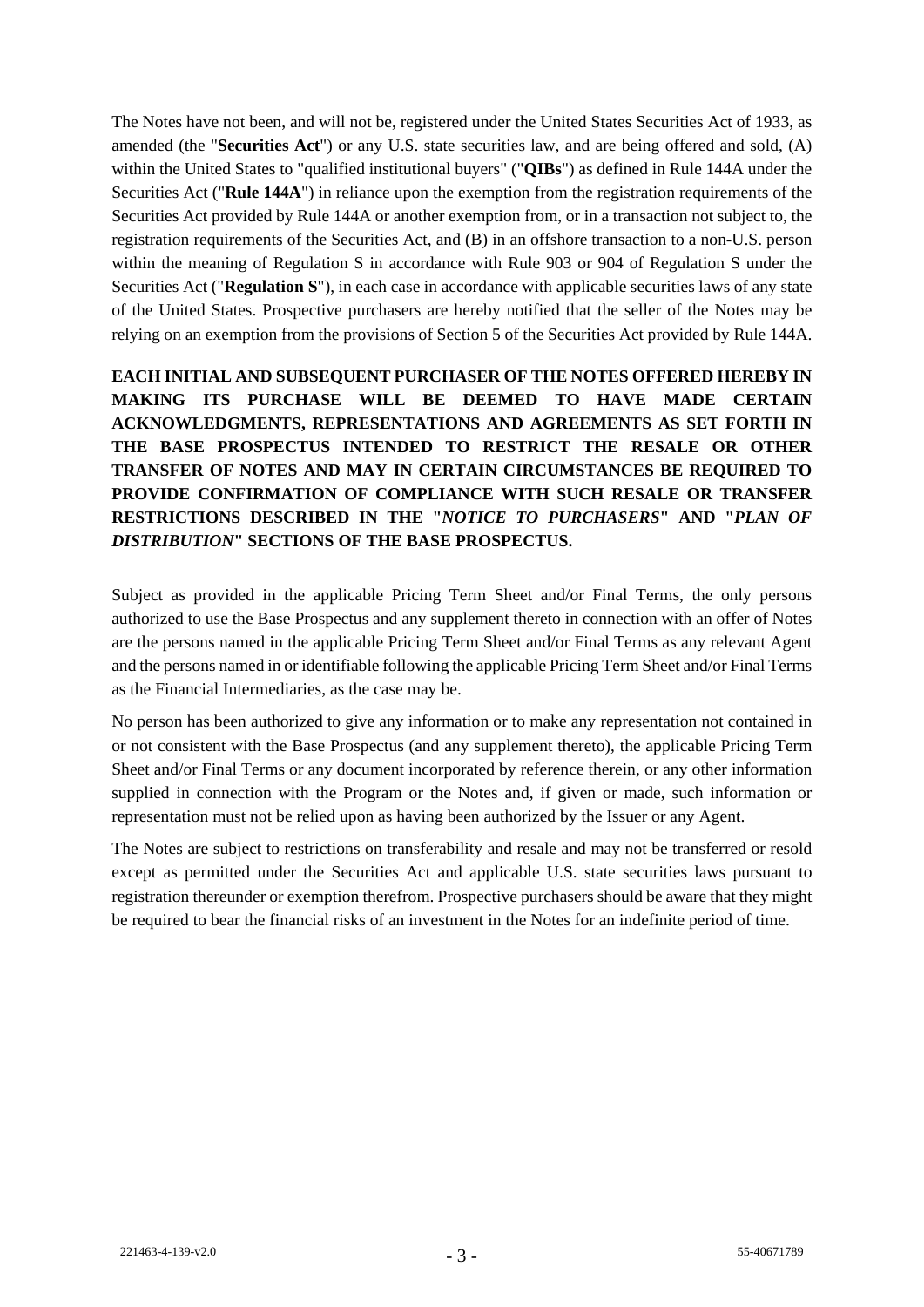The Notes have not been, and will not be, registered under the United States Securities Act of 1933, as amended (the "**Securities Act**") or any U.S. state securities law, and are being offered and sold, (A) within the United States to "qualified institutional buyers" ("**QIBs**") as defined in Rule 144A under the Securities Act ("**Rule 144A**") in reliance upon the exemption from the registration requirements of the Securities Act provided by Rule 144A or another exemption from, or in a transaction not subject to, the registration requirements of the Securities Act, and (B) in an offshore transaction to a non-U.S. person within the meaning of Regulation S in accordance with Rule 903 or 904 of Regulation S under the Securities Act ("**Regulation S**"), in each case in accordance with applicable securities laws of any state of the United States. Prospective purchasers are hereby notified that the seller of the Notes may be relying on an exemption from the provisions of Section 5 of the Securities Act provided by Rule 144A.

**EACH INITIAL AND SUBSEQUENT PURCHASER OF THE NOTES OFFERED HEREBY IN MAKING ITS PURCHASE WILL BE DEEMED TO HAVE MADE CERTAIN ACKNOWLEDGMENTS, REPRESENTATIONS AND AGREEMENTS AS SET FORTH IN THE BASE PROSPECTUS INTENDED TO RESTRICT THE RESALE OR OTHER TRANSFER OF NOTES AND MAY IN CERTAIN CIRCUMSTANCES BE REQUIRED TO PROVIDE CONFIRMATION OF COMPLIANCE WITH SUCH RESALE OR TRANSFER RESTRICTIONS DESCRIBED IN THE "*NOTICE TO PURCHASERS*" AND "*PLAN OF DISTRIBUTION*" SECTIONS OF THE BASE PROSPECTUS.**

Subject as provided in the applicable Pricing Term Sheet and/or Final Terms, the only persons authorized to use the Base Prospectus and any supplement thereto in connection with an offer of Notes are the persons named in the applicable Pricing Term Sheet and/or Final Terms as any relevant Agent and the persons named in or identifiable following the applicable Pricing Term Sheet and/or Final Terms as the Financial Intermediaries, as the case may be.

No person has been authorized to give any information or to make any representation not contained in or not consistent with the Base Prospectus (and any supplement thereto), the applicable Pricing Term Sheet and/or Final Terms or any document incorporated by reference therein, or any other information supplied in connection with the Program or the Notes and, if given or made, such information or representation must not be relied upon as having been authorized by the Issuer or any Agent.

The Notes are subject to restrictions on transferability and resale and may not be transferred or resold except as permitted under the Securities Act and applicable U.S. state securities laws pursuant to registration thereunder or exemption therefrom. Prospective purchasers should be aware that they might be required to bear the financial risks of an investment in the Notes for an indefinite period of time.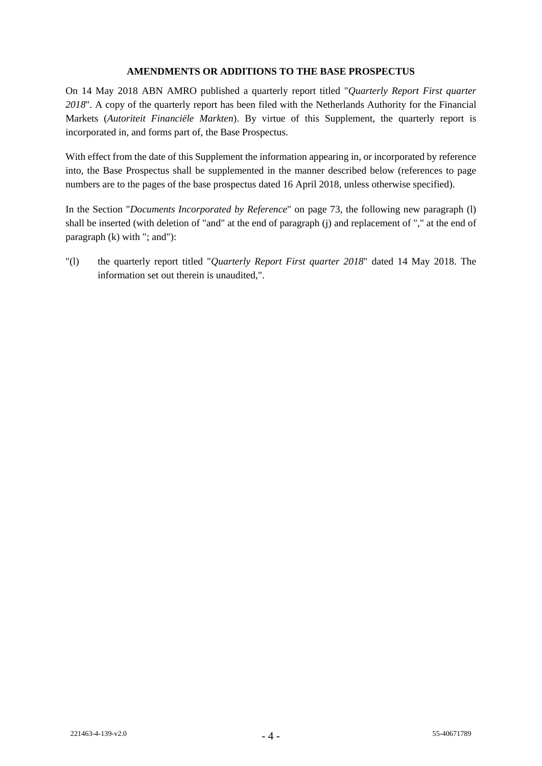## AMENDMENTS OR ADDITIONS TO THE BASE PROSPECTUS

On 14 May 2018 ABN AMRO published a quarterly report titled "*Quarterly Report First quarter 2018*". A copy of the quarterly report has been filed with the Netherlands Authority for the Financial Markets (*Autoriteit Financiële Markten*). By virtue of this Supplement, the quarterly report is incorporated in, and forms part of, the Base Prospectus.

With effect from the date of this Supplement the information appearing in, or incorporated by reference into, the Base Prospectus shall be supplemented in the manner described below (references to page numbers are to the pages of the base prospectus dated 16 April 2018, unless otherwise specified).

In the Section "*Documents Incorporated by Reference*" on page 73, the following new paragraph (l) shall be inserted (with deletion of "and" at the end of paragraph (j) and replacement of "," at the end of paragraph (k) with "; and"):

"(l) the quarterly report titled "*Quarterly Report First quarter 2018*" dated 14 May 2018. The information set out therein is unaudited,".